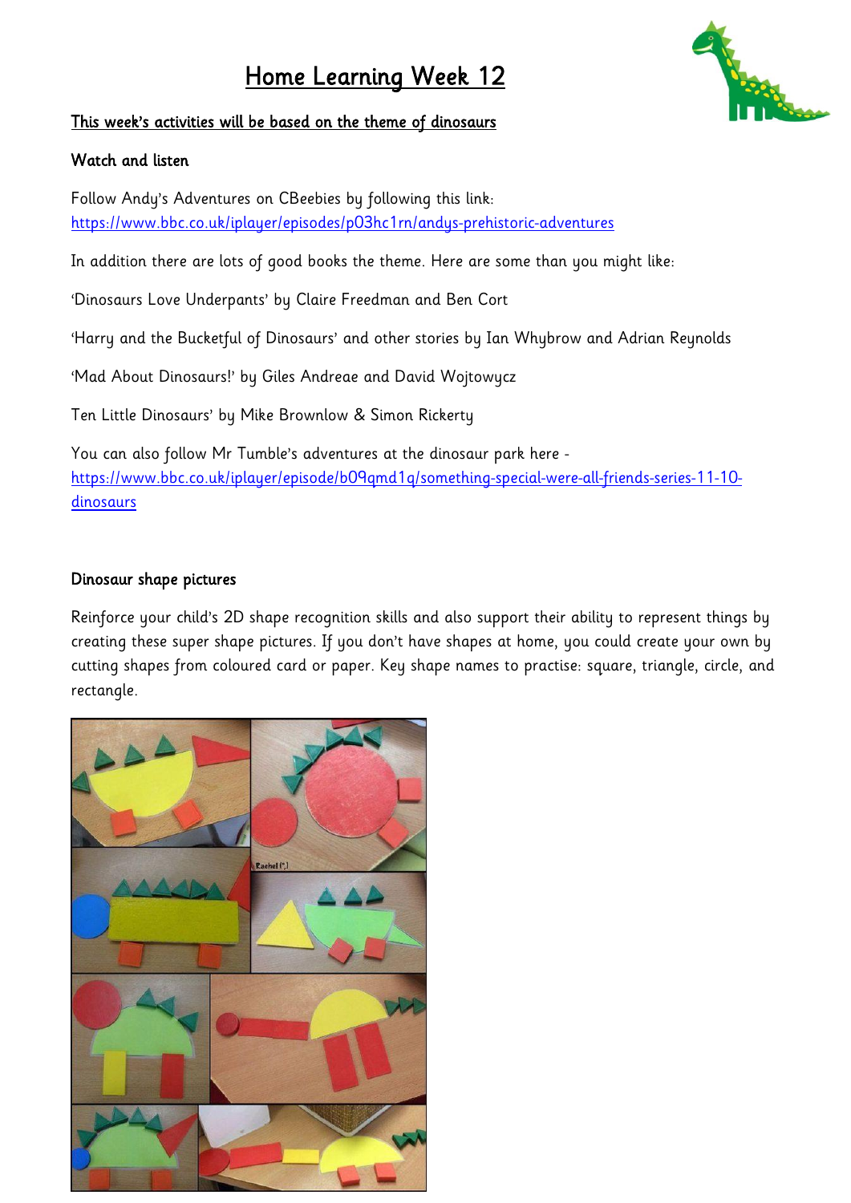# Home Learning Week 12

**This week's activities will be based on the theme of dinosaurs**

## Watch and listen

Follow Andy's Adventures on CBeebies by following this link:
https://www.bbc.co.uk/iplayer/episodes/p03hc1rn/andys-prehistoric-adventures

In addition there are lots of good books the theme. Here are some than you might like:

'Dinosaurs Love Underpants' by Claire Freedman and Ben Cort

'Harry and the Bucketful of Dinosaurs' and other stories by Ian Whybrow and Adrian Reynolds

'Mad About Dinosaurs!' by Giles Andreae and David Wojtowycz

Ten Little Dinosaurs' by Mike Brownlow & Simon Rickerty

You can also follow Mr Tumble's adventures at the dinosaur park here - https://www.bbc.co.uk/iplayer/episode/b09qmd1q/something-special-were-all-friends-series-11-10-dinosaurs

## Dinosaur shape pictures

Reinforce your child's 2D shape recognition skills and also support their ability to represent things by creating these super shape pictures. If you don't have shapes at home, you could create your own by cutting shapes from coloured card or paper. Key shape names to practise: square, triangle, circle, and rectangle.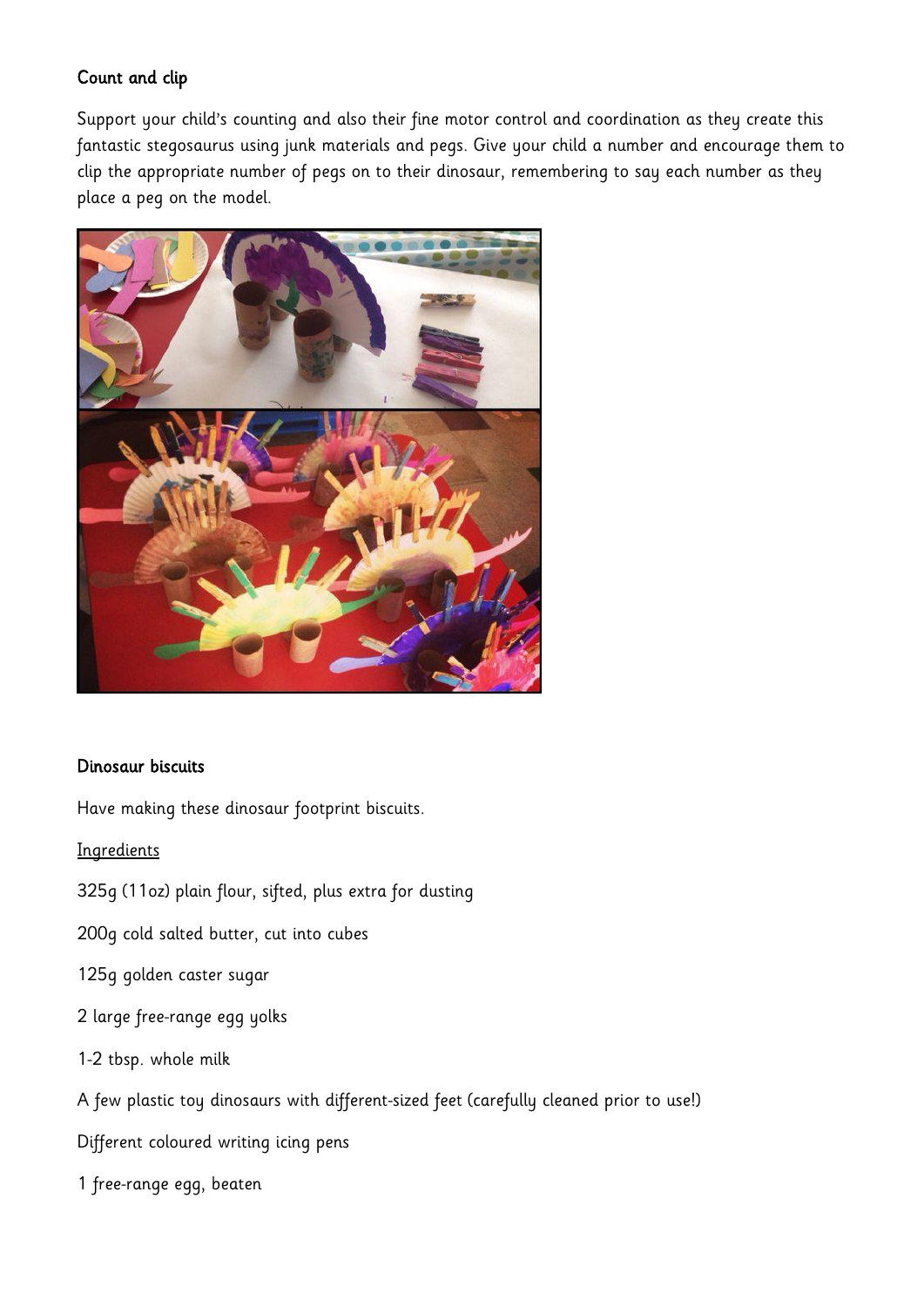## Count and clip

Support your child's counting and also their fine motor control and coordination as they create this fantastic stegosaurus using junk materials and pegs. Give your child a number and encourage them to clip the appropriate number of pegs on to their dinosaur, remembering to say each number as they place a peg on the model.

## Dinosaur biscuits

Have making these dinosaur footprint biscuits.

Ingredients

325g (11oz) plain flour, sifted, plus extra for dusting

200g cold salted butter, cut into cubes

125g golden caster sugar

2 large free-range egg yolks

1-2 tbsp. whole milk

A few plastic toy dinosaurs with different-sized feet (carefully cleaned prior to use!)

Different coloured writing icing pens

1 free-range egg, beaten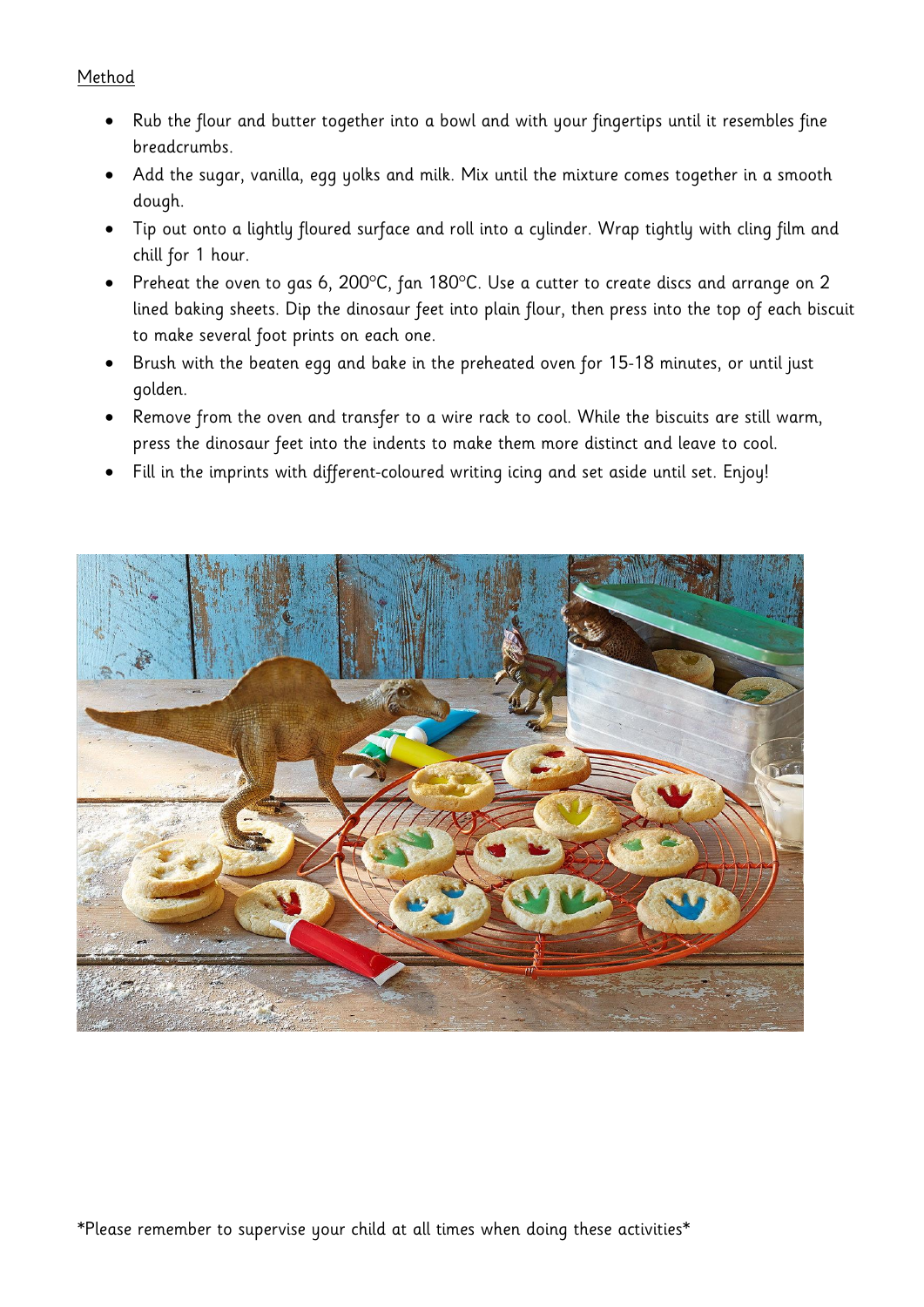Method

- Rub the flour and butter together into a bowl and with your fingertips until it resembles fine breadcrumbs.
- Add the sugar, vanilla, egg yolks and milk. Mix until the mixture comes together in a smooth dough.
- Tip out onto a lightly floured surface and roll into a cylinder. Wrap tightly with cling film and chill for 1 hour.
- Preheat the oven to gas 6, 200°C, fan 180°C. Use a cutter to create discs and arrange on 2 lined baking sheets. Dip the dinosaur feet into plain flour, then press into the top of each biscuit to make several foot prints on each one.
- Brush with the beaten egg and bake in the preheated oven for 15-18 minutes, or until just golden.
- Remove from the oven and transfer to a wire rack to cool. While the biscuits are still warm, press the dinosaur feet into the indents to make them more distinct and leave to cool.
- Fill in the imprints with different-coloured writing icing and set aside until set. Enjoy!

*Please remember to supervise your child at all times when doing these activities*